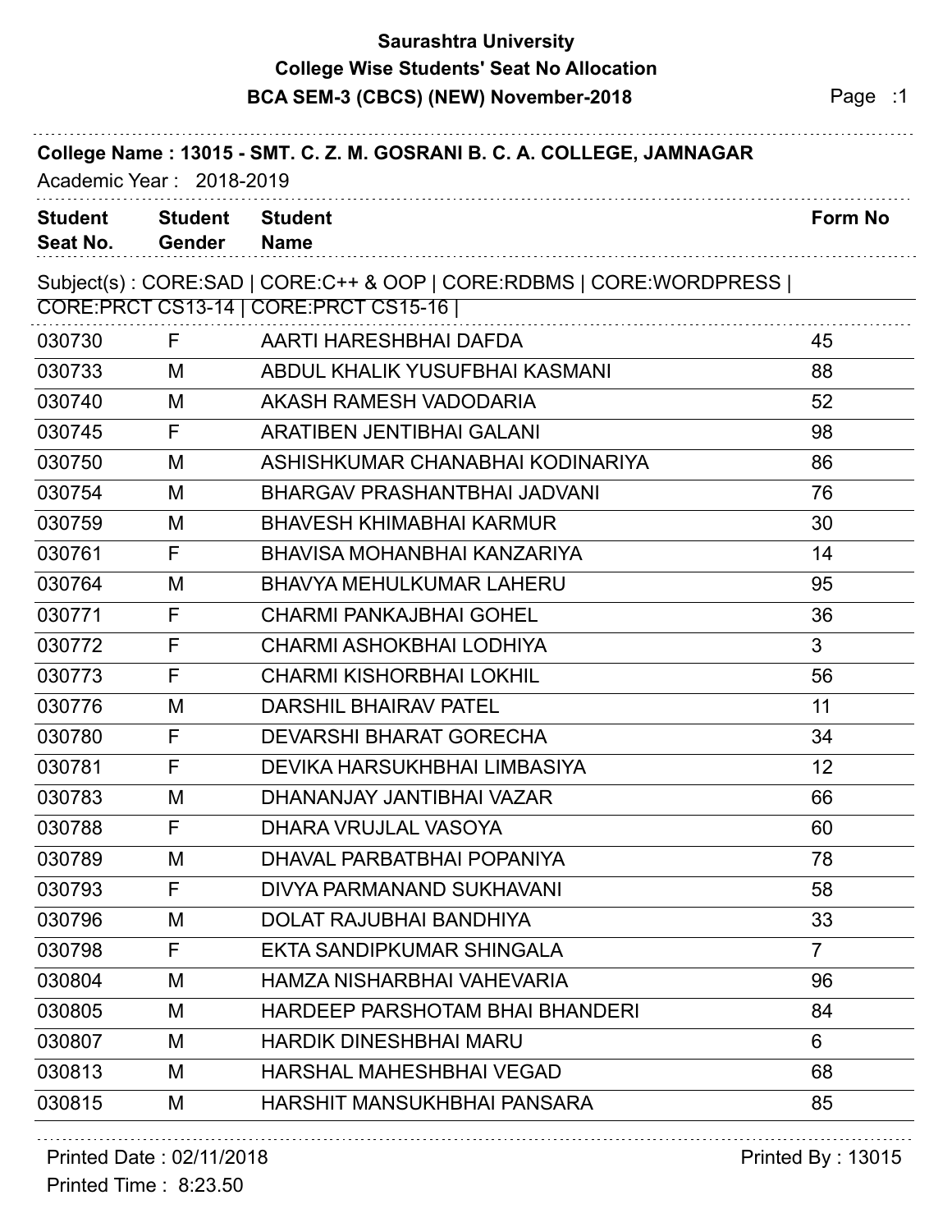# Saurashtra University

## College Wise Students' Seat No Allocation

## BCA SEM-3 (CBCS) (NEW) November-2018

**College Name : 13015 - SMT. C. Z. M. GOSRANI B. C. A. COLLEGE, JAMNAGAR**

Academic Year : 2018-2019

Subject(s) : CORE:SAD | CORE:C++ & OOP | CORE:RDBMS | CORE:WORDPRESS | CORE:PRCT CS13-14 | CORE:PRCT CS15-16 |

| Student Seat No. | Student Gender | Student Name | Form No |
|---|---|---|---|
| 030730 | F | AARTI HARESHBHAI DAFDA | 45 |
| 030733 | M | ABDUL KHALIK YUSUFBHAI KASMANI | 88 |
| 030740 | M | AKASH RAMESH VADODARIA | 52 |
| 030745 | F | ARATIBEN JENTIBHAI GALANI | 98 |
| 030750 | M | ASHISHKUMAR CHANABHAI KODINARIYA | 86 |
| 030754 | M | BHARGAV PRASHANTBHAI JADVANI | 76 |
| 030759 | M | BHAVESH KHIMABHAI KARMUR | 30 |
| 030761 | F | BHAVISA MOHANBHAI KANZARIYA | 14 |
| 030764 | M | BHAVYA MEHULKUMAR LAHERU | 95 |
| 030771 | F | CHARMI PANKAJBHAI GOHEL | 36 |
| 030772 | F | CHARMI ASHOKBHAI LODHIYA | 3 |
| 030773 | F | CHARMI KISHORBHAI LOKHIL | 56 |
| 030776 | M | DARSHIL BHAIRAV PATEL | 11 |
| 030780 | F | DEVARSHI BHARAT GORECHA | 34 |
| 030781 | F | DEVIKA HARSUKHBHAI LIMBASIYA | 12 |
| 030783 | M | DHANANJAY JANTIBHAI VAZAR | 66 |
| 030788 | F | DHARA VRUJLAL VASOYA | 60 |
| 030789 | M | DHAVAL PARBATBHAI POPANIYA | 78 |
| 030793 | F | DIVYA PARMANAND SUKHAVANI | 58 |
| 030796 | M | DOLAT RAJUBHAI BANDHIYA | 33 |
| 030798 | F | EKTA SANDIPKUMAR SHINGALA | 7 |
| 030804 | M | HAMZA NISHARBHAI VAHEVARIA | 96 |
| 030805 | M | HARDEEP PARSHOTAM BHAI BHANDERI | 84 |
| 030807 | M | HARDIK DINESHBHAI MARU | 6 |
| 030813 | M | HARSHAL MAHESHBHAI VEGAD | 68 |
| 030815 | M | HARSHIT MANSUKHBHAI PANSARA | 85 |

Printed Date : 02/11/2018
Printed Time : 8:23.50
Printed By : 13015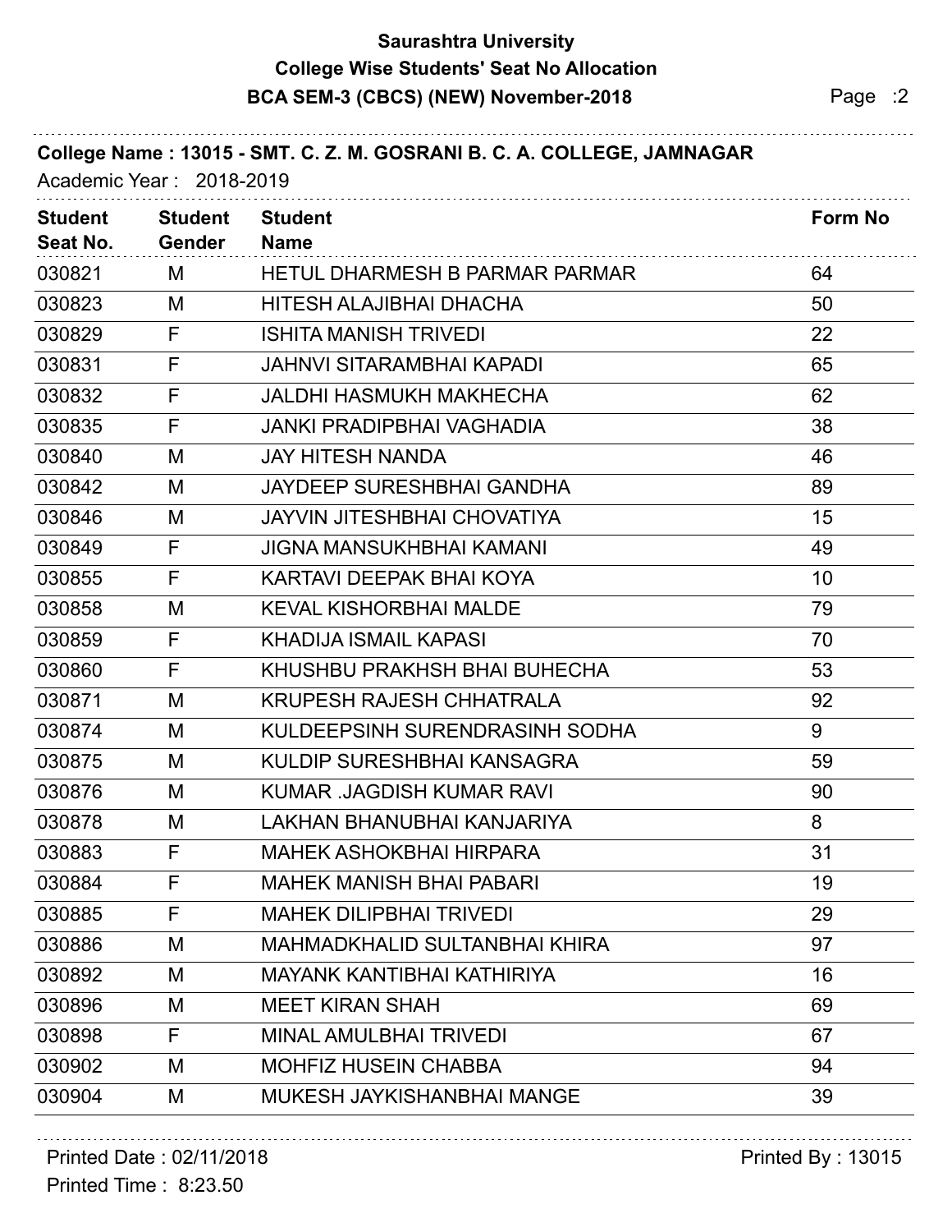# Saurashtra University
## College Wise Students' Seat No Allocation
### BCA SEM-3 (CBCS) (NEW) November-2018

**College Name : 13015 - SMT. C. Z. M. GOSRANI B. C. A. COLLEGE, JAMNAGAR**

Academic Year : 2018-2019

| Student Seat No. | Student Gender | Student Name | Form No |
|---|---|---|---|
| 030821 | M | HETUL DHARMESH B PARMAR PARMAR | 64 |
| 030823 | M | HITESH ALAJIBHAI DHACHA | 50 |
| 030829 | F | ISHITA MANISH TRIVEDI | 22 |
| 030831 | F | JAHNVI SITARAMBHAI KAPADI | 65 |
| 030832 | F | JALDHI HASMUKH MAKHECHA | 62 |
| 030835 | F | JANKI PRADIPBHAI VAGHADIA | 38 |
| 030840 | M | JAY HITESH NANDA | 46 |
| 030842 | M | JAYDEEP SURESHBHAI GANDHA | 89 |
| 030846 | M | JAYVIN JITESHBHAI CHOVATIYA | 15 |
| 030849 | F | JIGNA MANSUKHBHAI KAMANI | 49 |
| 030855 | F | KARTAVI DEEPAK BHAI KOYA | 10 |
| 030858 | M | KEVAL KISHORBHAI MALDE | 79 |
| 030859 | F | KHADIJA ISMAIL KAPASI | 70 |
| 030860 | F | KHUSHBU PRAKHSH BHAI BUHECHA | 53 |
| 030871 | M | KRUPESH RAJESH CHHATRALA | 92 |
| 030874 | M | KULDEEPSINH SURENDRASINH SODHA | 9 |
| 030875 | M | KULDIP SURESHBHAI KANSAGRA | 59 |
| 030876 | M | KUMAR .JAGDISH KUMAR RAVI | 90 |
| 030878 | M | LAKHAN BHANUBHAI KANJARIYA | 8 |
| 030883 | F | MAHEK ASHOKBHAI HIRPARA | 31 |
| 030884 | F | MAHEK MANISH BHAI PABARI | 19 |
| 030885 | F | MAHEK DILIPBHAI TRIVEDI | 29 |
| 030886 | M | MAHMADKHALID SULTANBHAI KHIRA | 97 |
| 030892 | M | MAYANK KANTIBHAI KATHIRIYA | 16 |
| 030896 | M | MEET KIRAN SHAH | 69 |
| 030898 | F | MINAL AMULBHAI TRIVEDI | 67 |
| 030902 | M | MOHFIZ HUSEIN CHABBA | 94 |
| 030904 | M | MUKESH JAYKISHANBHAI MANGE | 39 |

Printed Date : 02/11/2018

Printed Time : 8:23.50

Printed By : 13015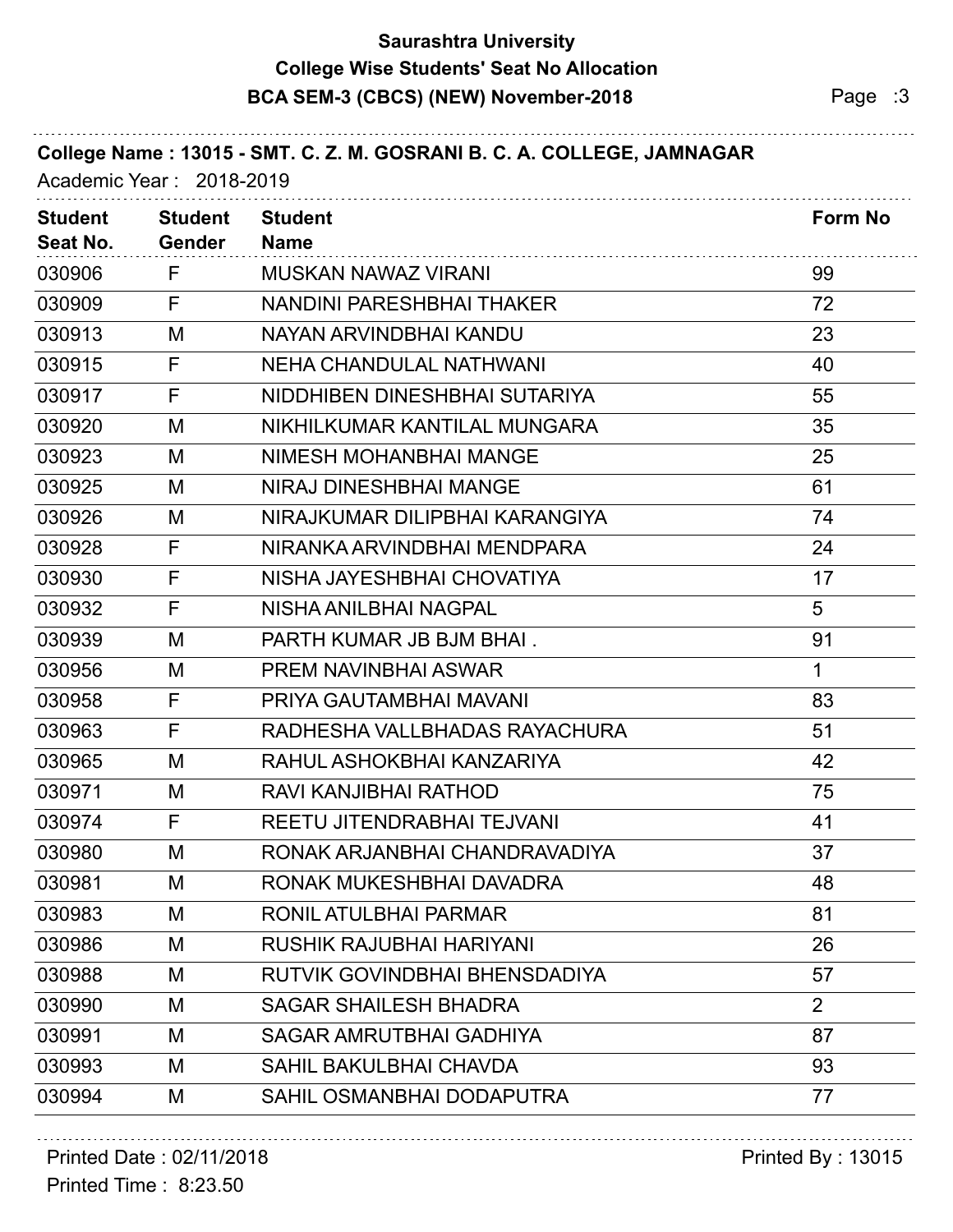# Saurashtra University
## College Wise Students' Seat No Allocation
### BCA SEM-3 (CBCS) (NEW) November-2018

**College Name : 13015 - SMT. C. Z. M. GOSRANI B. C. A. COLLEGE, JAMNAGAR**

Academic Year : 2018-2019

| Student Seat No. | Student Gender | Student Name | Form No |
|---|---|---|---|
| 030906 | F | MUSKAN NAWAZ VIRANI | 99 |
| 030909 | F | NANDINI PARESHBHAI THAKER | 72 |
| 030913 | M | NAYAN ARVINDBHAI KANDU | 23 |
| 030915 | F | NEHA CHANDULAL NATHWANI | 40 |
| 030917 | F | NIDDHIBEN DINESHBHAI SUTARIYA | 55 |
| 030920 | M | NIKHILKUMAR KANTILAL MUNGARA | 35 |
| 030923 | M | NIMESH MOHANBHAI MANGE | 25 |
| 030925 | M | NIRAJ DINESHBHAI MANGE | 61 |
| 030926 | M | NIRAJKUMAR DILIPBHAI KARANGIYA | 74 |
| 030928 | F | NIRANKA ARVINDBHAI MENDPARA | 24 |
| 030930 | F | NISHA JAYESHBHAI CHOVATIYA | 17 |
| 030932 | F | NISHA ANILBHAI NAGPAL | 5 |
| 030939 | M | PARTH KUMAR JB BJM BHAI . | 91 |
| 030956 | M | PREM NAVINBHAI ASWAR | 1 |
| 030958 | F | PRIYA GAUTAMBHAI MAVANI | 83 |
| 030963 | F | RADHESHA VALLBHADAS RAYACHURA | 51 |
| 030965 | M | RAHUL ASHOKBHAI KANZARIYA | 42 |
| 030971 | M | RAVI KANJIBHAI RATHOD | 75 |
| 030974 | F | REETU JITENDRABHAI TEJVANI | 41 |
| 030980 | M | RONAK ARJANBHAI CHANDRAVADIYA | 37 |
| 030981 | M | RONAK MUKESHBHAI DAVADRA | 48 |
| 030983 | M | RONIL ATULBHAI PARMAR | 81 |
| 030986 | M | RUSHIK RAJUBHAI HARIYANI | 26 |
| 030988 | M | RUTVIK GOVINDBHAI BHENSDADIYA | 57 |
| 030990 | M | SAGAR SHAILESH BHADRA | 2 |
| 030991 | M | SAGAR AMRUTBHAI GADHIYA | 87 |
| 030993 | M | SAHIL BAKULBHAI CHAVDA | 93 |
| 030994 | M | SAHIL OSMANBHAI DODAPUTRA | 77 |

Printed Date : 02/11/2018

Printed Time : 8:23.50

Printed By : 13015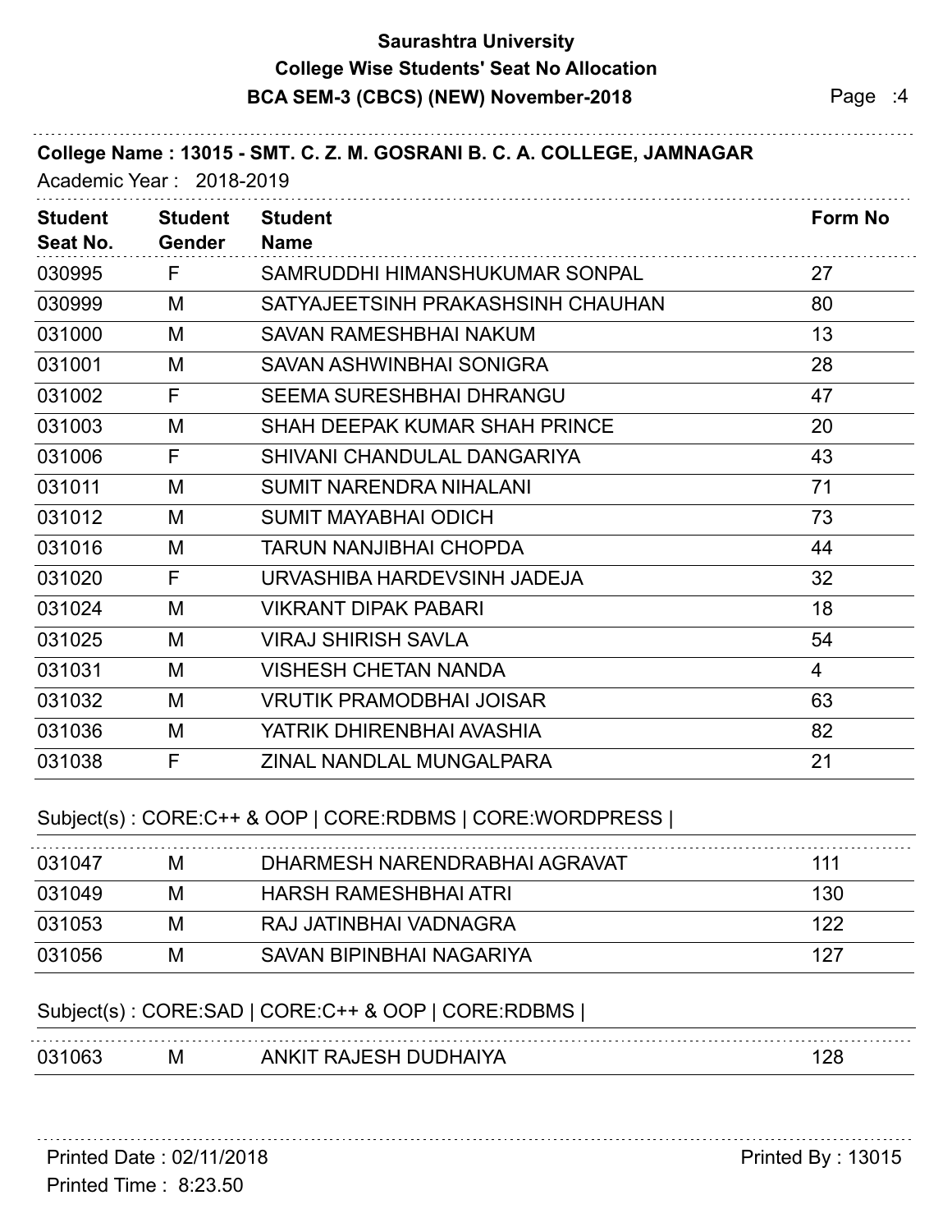# Saurashtra University

## College Wise Students' Seat No Allocation

## BCA SEM-3 (CBCS) (NEW) November-2018

**College Name : 13015 - SMT. C. Z. M. GOSRANI B. C. A. COLLEGE, JAMNAGAR**

Academic Year : 2018-2019

| Student Seat No. | Student Gender | Student Name | Form No |
|---|---|---|---|
| 030995 | F | SAMRUDDHI HIMANSHUKUMAR SONPAL | 27 |
| 030999 | M | SATYAJEETSINH PRAKASHSINH CHAUHAN | 80 |
| 031000 | M | SAVAN RAMESHBHAI NAKUM | 13 |
| 031001 | M | SAVAN ASHWINBHAI SONIGRA | 28 |
| 031002 | F | SEEMA SURESHBHAI DHRANGU | 47 |
| 031003 | M | SHAH DEEPAK KUMAR SHAH PRINCE | 20 |
| 031006 | F | SHIVANI CHANDULAL DANGARIYA | 43 |
| 031011 | M | SUMIT NARENDRA NIHALANI | 71 |
| 031012 | M | SUMIT MAYABHAI ODICH | 73 |
| 031016 | M | TARUN NANJIBHAI CHOPDA | 44 |
| 031020 | F | URVASHIBA HARDEVSINH JADEJA | 32 |
| 031024 | M | VIKRANT DIPAK PABARI | 18 |
| 031025 | M | VIRAJ SHIRISH SAVLA | 54 |
| 031031 | M | VISHESH CHETAN NANDA | 4 |
| 031032 | M | VRUTIK PRAMODBHAI JOISAR | 63 |
| 031036 | M | YATRIK DHIRENBHAI AVASHIA | 82 |
| 031038 | F | ZINAL NANDLAL MUNGALPARA | 21 |

Subject(s) : CORE:C++ & OOP | CORE:RDBMS | CORE:WORDPRESS |

| Student Seat No. | Student Gender | Student Name | Form No |
|---|---|---|---|
| 031047 | M | DHARMESH NARENDRABHAI AGRAVAT | 111 |
| 031049 | M | HARSH RAMESHBHAI ATRI | 130 |
| 031053 | M | RAJ JATINBHAI VADNAGRA | 122 |
| 031056 | M | SAVAN BIPINBHAI NAGARIYA | 127 |

Subject(s) : CORE:SAD | CORE:C++ & OOP | CORE:RDBMS |

| Student Seat No. | Student Gender | Student Name | Form No |
|---|---|---|---|
| 031063 | M | ANKIT RAJESH DUDHAIYA | 128 |

Printed Date : 02/11/2018

Printed Time : 8:23.50

Printed By : 13015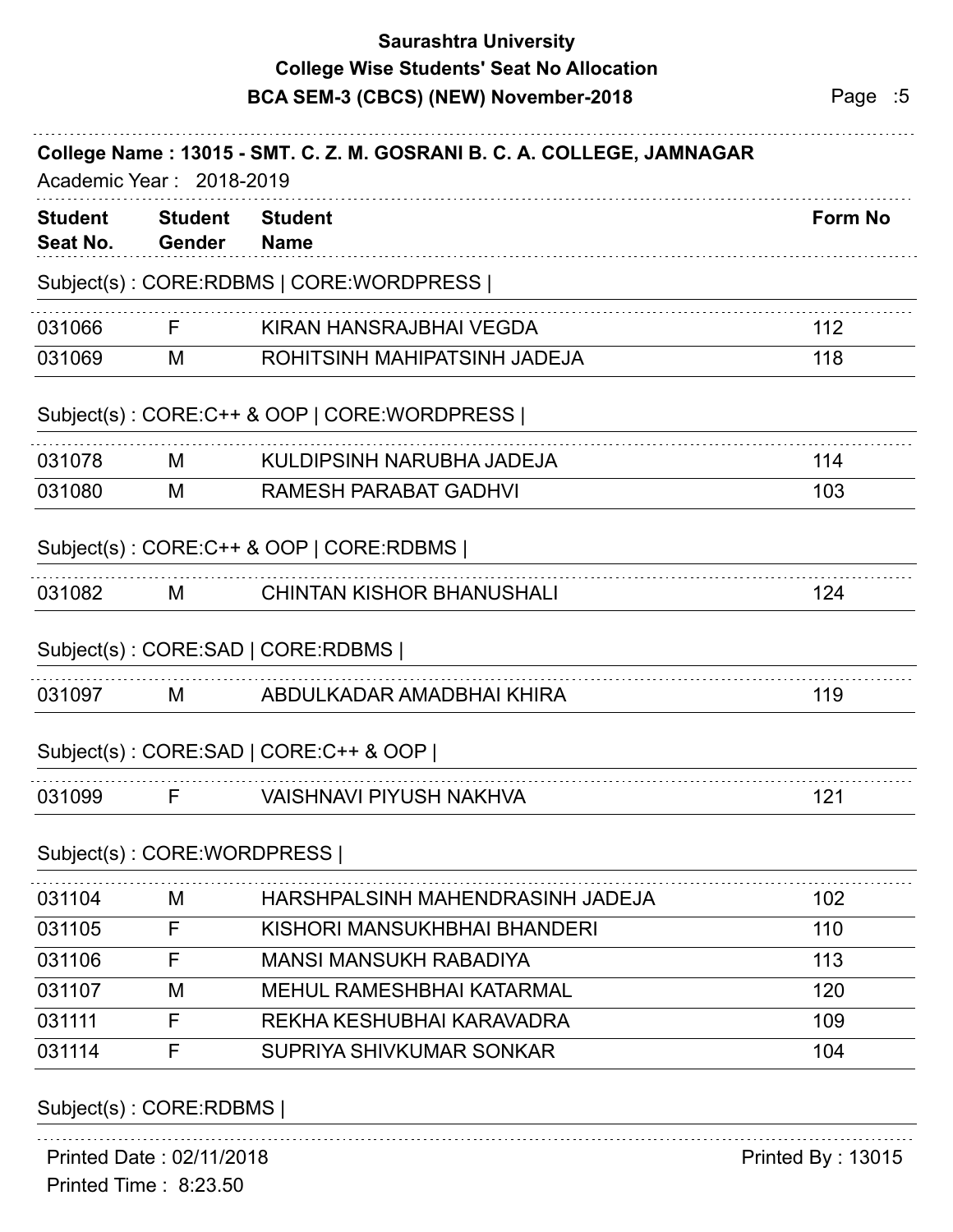**Saurashtra University**
**College Wise Students' Seat No Allocation**
**BCA SEM-3 (CBCS) (NEW) November-2018**

**College Name : 13015 - SMT. C. Z. M. GOSRANI B. C. A. COLLEGE, JAMNAGAR**

Academic Year : 2018-2019

| Student Seat No. | Student Gender | Student Name | Form No |
|---|---|---|---|
| **Subject(s) : CORE:RDBMS \| CORE:WORDPRESS \|** | | | |
| 031066 | F | KIRAN HANSRAJBHAI VEGDA | 112 |
| 031069 | M | ROHITSINH MAHIPATSINH JADEJA | 118 |
| **Subject(s) : CORE:C++ & OOP \| CORE:WORDPRESS \|** | | | |
| 031078 | M | KULDIPSINH NARUBHA JADEJA | 114 |
| 031080 | M | RAMESH PARABAT GADHVI | 103 |
| **Subject(s) : CORE:C++ & OOP \| CORE:RDBMS \|** | | | |
| 031082 | M | CHINTAN KISHOR BHANUSHALI | 124 |
| **Subject(s) : CORE:SAD \| CORE:RDBMS \|** | | | |
| 031097 | M | ABDULKADAR AMADBHAI KHIRA | 119 |
| **Subject(s) : CORE:SAD \| CORE:C++ & OOP \|** | | | |
| 031099 | F | VAISHNAVI PIYUSH NAKHVA | 121 |
| **Subject(s) : CORE:WORDPRESS \|** | | | |
| 031104 | M | HARSHPALSINH MAHENDRASINH JADEJA | 102 |
| 031105 | F | KISHORI MANSUKHBHAI BHANDERI | 110 |
| 031106 | F | MANSI MANSUKH RABADIYA | 113 |
| 031107 | M | MEHUL RAMESHBHAI KATARMAL | 120 |
| 031111 | F | REKHA KESHUBHAI KARAVADRA | 109 |
| 031114 | F | SUPRIYA SHIVKUMAR SONKAR | 104 |

Subject(s) : CORE:RDBMS |

Printed Date : 02/11/2018
Printed Time : 8:23.50
Printed By : 13015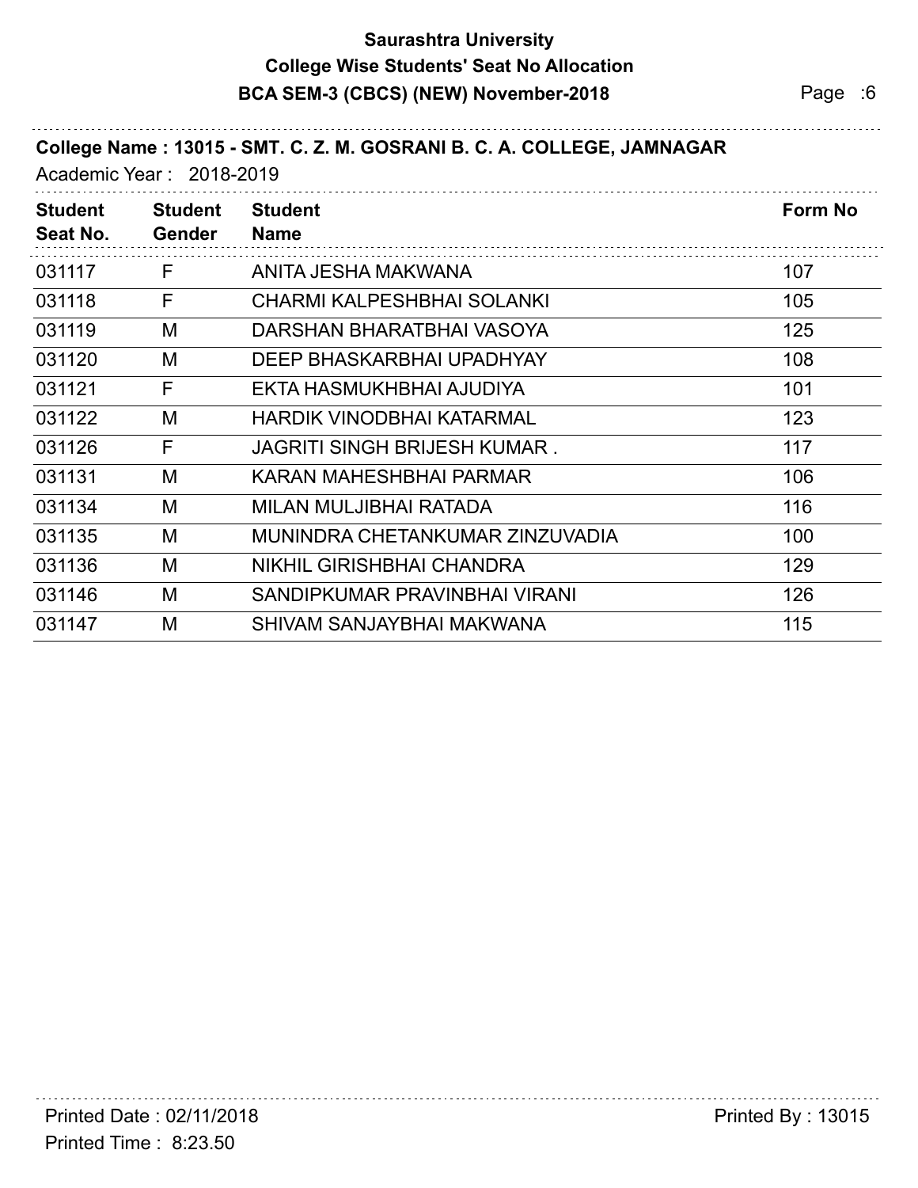# Saurashtra University
## College Wise Students' Seat No Allocation
### BCA SEM-3 (CBCS) (NEW) November-2018

**College Name : 13015 - SMT. C. Z. M. GOSRANI B. C. A. COLLEGE, JAMNAGAR**

Academic Year : 2018-2019

| Student Seat No. | Student Gender | Student Name | Form No |
|---|---|---|---|
| 031117 | F | ANITA JESHA MAKWANA | 107 |
| 031118 | F | CHARMI KALPESHBHAI SOLANKI | 105 |
| 031119 | M | DARSHAN BHARATBHAI VASOYA | 125 |
| 031120 | M | DEEP BHASKARBHAI UPADHYAY | 108 |
| 031121 | F | EKTA HASMUKHBHAI AJUDIYA | 101 |
| 031122 | M | HARDIK VINODBHAI KATARMAL | 123 |
| 031126 | F | JAGRITI SINGH BRIJESH KUMAR . | 117 |
| 031131 | M | KARAN MAHESHBHAI PARMAR | 106 |
| 031134 | M | MILAN MULJIBHAI RATADA | 116 |
| 031135 | M | MUNINDRA CHETANKUMAR ZINZUVADIA | 100 |
| 031136 | M | NIKHIL GIRISHBHAI CHANDRA | 129 |
| 031146 | M | SANDIPKUMAR PRAVINBHAI VIRANI | 126 |
| 031147 | M | SHIVAM SANJAYBHAI MAKWANA | 115 |

Printed Date : 02/11/2018

Printed Time : 8:23.50

Printed By : 13015